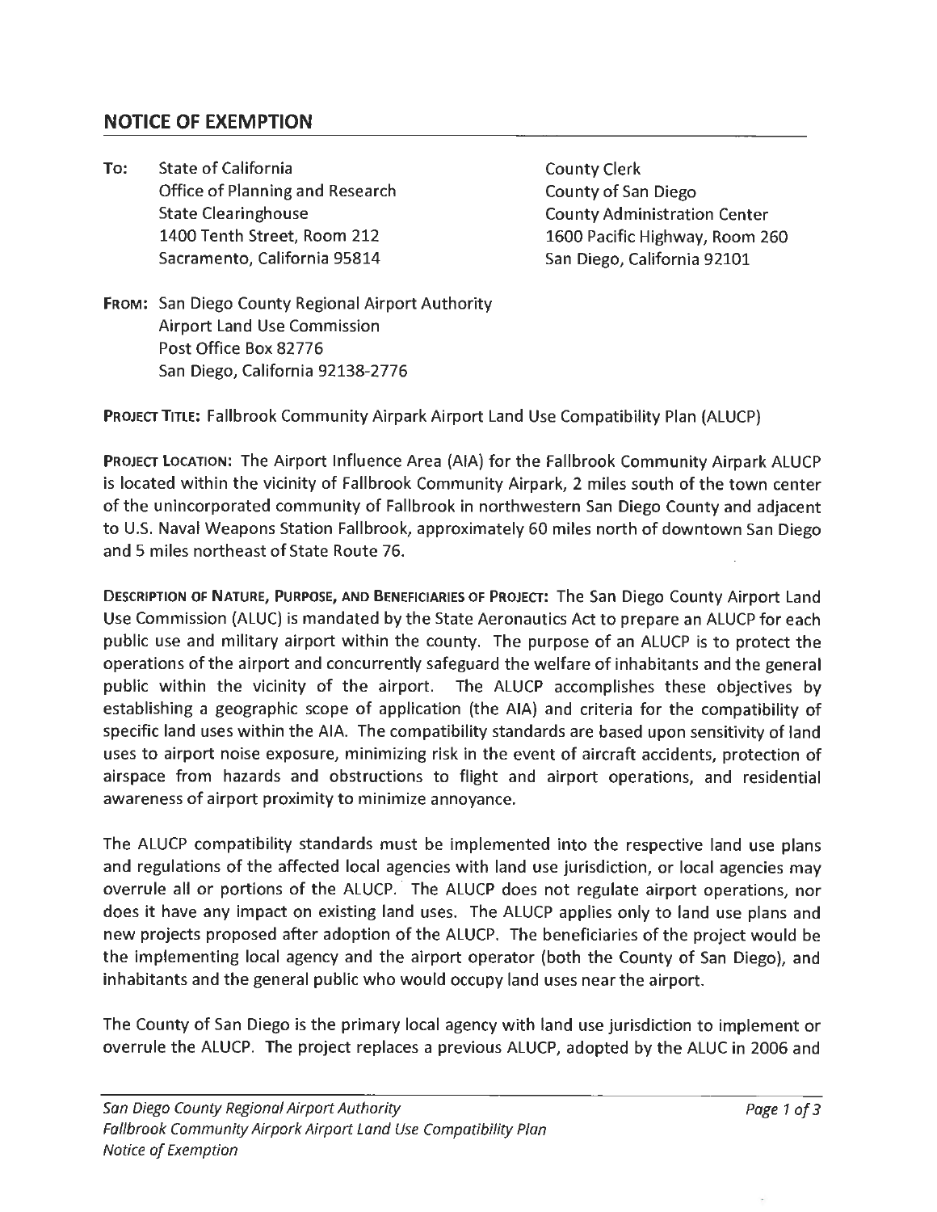## NOTICE OF EXEMPTION

**To:** State of California
Office of Planning and Research
State Clearinghouse
1400 Tenth Street, Room 212
Sacramento, California 95814

County Clerk
County of San Diego
County Administration Center
1600 Pacific Highway, Room 260
San Diego, California 92101

**From:** San Diego County Regional Airport Authority
Airport Land Use Commission
Post Office Box 82776
San Diego, California 92138-2776

**Project Title:** Fallbrook Community Airpark Airport Land Use Compatibility Plan (ALUCP)

**Project Location:** The Airport Influence Area (AIA) for the Fallbrook Community Airpark ALUCP is located within the vicinity of Fallbrook Community Airpark, 2 miles south of the town center of the unincorporated community of Fallbrook in northwestern San Diego County and adjacent to U.S. Naval Weapons Station Fallbrook, approximately 60 miles north of downtown San Diego and 5 miles northeast of State Route 76.

**Description of Nature, Purpose, and Beneficiaries of Project:** The San Diego County Airport Land Use Commission (ALUC) is mandated by the State Aeronautics Act to prepare an ALUCP for each public use and military airport within the county. The purpose of an ALUCP is to protect the operations of the airport and concurrently safeguard the welfare of inhabitants and the general public within the vicinity of the airport. The ALUCP accomplishes these objectives by establishing a geographic scope of application (the AIA) and criteria for the compatibility of specific land uses within the AIA. The compatibility standards are based upon sensitivity of land uses to airport noise exposure, minimizing risk in the event of aircraft accidents, protection of airspace from hazards and obstructions to flight and airport operations, and residential awareness of airport proximity to minimize annoyance.

The ALUCP compatibility standards must be implemented into the respective land use plans and regulations of the affected local agencies with land use jurisdiction, or local agencies may overrule all or portions of the ALUCP. The ALUCP does not regulate airport operations, nor does it have any impact on existing land uses. The ALUCP applies only to land use plans and new projects proposed after adoption of the ALUCP. The beneficiaries of the project would be the implementing local agency and the airport operator (both the County of San Diego), and inhabitants and the general public who would occupy land uses near the airport.

The County of San Diego is the primary local agency with land use jurisdiction to implement or overrule the ALUCP. The project replaces a previous ALUCP, adopted by the ALUC in 2006 and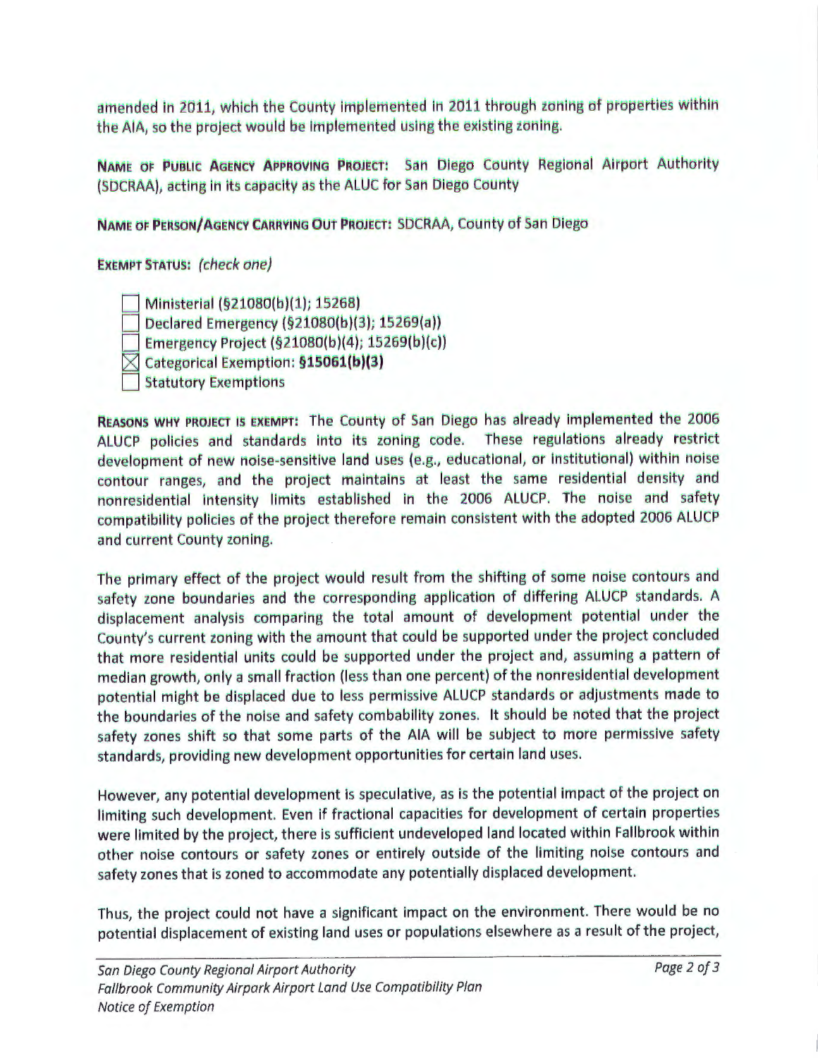amended in 2011, which the County implemented in 2011 through zoning of properties within the AIA, so the project would be implemented using the existing zoning.

**NAME OF PUBLIC AGENCY APPROVING PROJECT:** San Diego County Regional Airport Authority (SDCRAA), acting in its capacity as the ALUC for San Diego County

**NAME OF PERSON/AGENCY CARRYING OUT PROJECT:** SDCRAA, County of San Diego

**EXEMPT STATUS:** *(check one)*

- [ ] Ministerial (§21080(b)(1); 15268)
- [ ] Declared Emergency (§21080(b)(3); 15269(a))
- [ ] Emergency Project (§21080(b)(4); 15269(b)(c))
- [x] Categorical Exemption: **§15061(b)(3)**
- [ ] Statutory Exemptions

**REASONS WHY PROJECT IS EXEMPT:** The County of San Diego has already implemented the 2006 ALUCP policies and standards into its zoning code. These regulations already restrict development of new noise-sensitive land uses (e.g., educational, or institutional) within noise contour ranges, and the project maintains at least the same residential density and nonresidential intensity limits established in the 2006 ALUCP. The noise and safety compatibility policies of the project therefore remain consistent with the adopted 2006 ALUCP and current County zoning.

The primary effect of the project would result from the shifting of some noise contours and safety zone boundaries and the corresponding application of differing ALUCP standards. A displacement analysis comparing the total amount of development potential under the County's current zoning with the amount that could be supported under the project concluded that more residential units could be supported under the project and, assuming a pattern of median growth, only a small fraction (less than one percent) of the nonresidential development potential might be displaced due to less permissive ALUCP standards or adjustments made to the boundaries of the noise and safety combability zones. It should be noted that the project safety zones shift so that some parts of the AIA will be subject to more permissive safety standards, providing new development opportunities for certain land uses.

However, any potential development is speculative, as is the potential impact of the project on limiting such development. Even if fractional capacities for development of certain properties were limited by the project, there is sufficient undeveloped land located within Fallbrook within other noise contours or safety zones or entirely outside of the limiting noise contours and safety zones that is zoned to accommodate any potentially displaced development.

Thus, the project could not have a significant impact on the environment. There would be no potential displacement of existing land uses or populations elsewhere as a result of the project,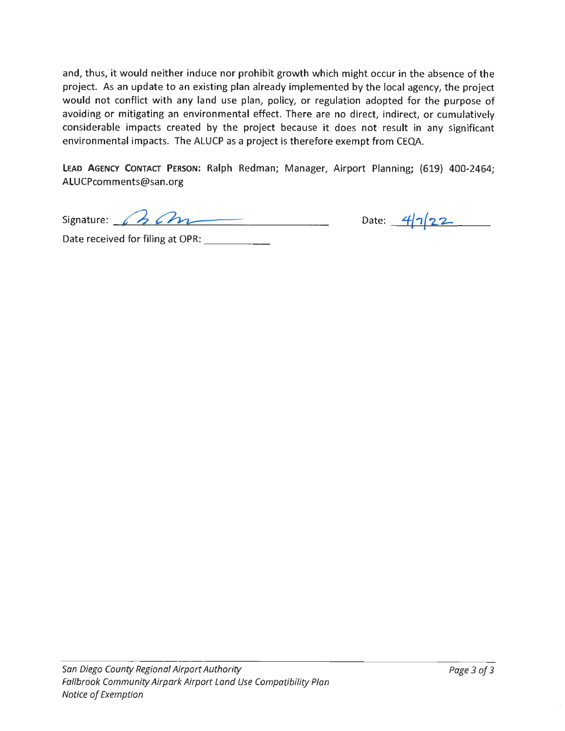and, thus, it would neither induce nor prohibit growth which might occur in the absence of the project. As an update to an existing plan already implemented by the local agency, the project would not conflict with any land use plan, policy, or regulation adopted for the purpose of avoiding or mitigating an environmental effect. There are no direct, indirect, or cumulatively considerable impacts created by the project because it does not result in any significant environmental impacts. The ALUCP as a project is therefore exempt from CEQA.

**LEAD AGENCY CONTACT PERSON:** Ralph Redman; Manager, Airport Planning; (619) 400-2464; ALUCPcomments@san.org

Signature: ______________________ Date: 4/7/22

Date received for filing at OPR: ___________